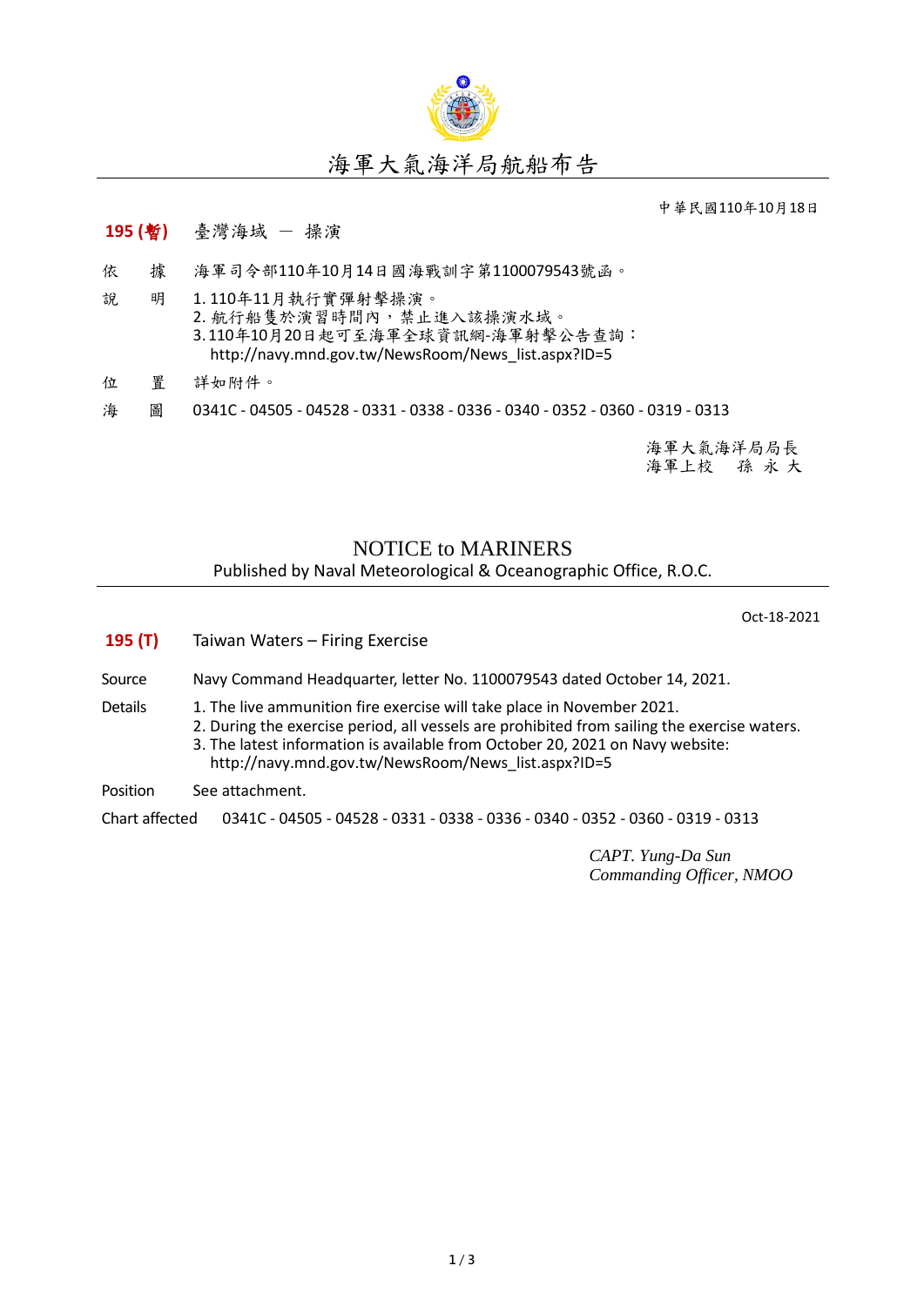# 海軍大氣海洋局航船布告

中華民國110年10月18日

**195 (暫)** 臺灣海域 － 操演

依　　據　海軍司令部110年10月14日國海戰訓字第1100079543號函。

說　　明　1. 110年11月執行實彈射擊操演。
2. 航行船隻於演習時間內，禁止進入該操演水域。
3. 110年10月20日起可至海軍全球資訊網-海軍射擊公告查詢：
http://navy.mnd.gov.tw/NewsRoom/News_list.aspx?ID=5

位　　置　詳如附件。

海　　圖　0341C - 04505 - 04528 - 0331 - 0338 - 0336 - 0340 - 0352 - 0360 - 0319 - 0313

海軍大氣海洋局局長
海軍上校　孫 永 大

## NOTICE to MARINERS

Published by Naval Meteorological & Oceanographic Office, R.O.C.

Oct-18-2021

**195 (T)** Taiwan Waters – Firing Exercise

Source　Navy Command Headquarter, letter No. 1100079543 dated October 14, 2021.

Details　1. The live ammunition fire exercise will take place in November 2021.
2. During the exercise period, all vessels are prohibited from sailing the exercise waters.
3. The latest information is available from October 20, 2021 on Navy website:
http://navy.mnd.gov.tw/NewsRoom/News_list.aspx?ID=5

Position　See attachment.

Chart affected　0341C - 04505 - 04528 - 0331 - 0338 - 0336 - 0340 - 0352 - 0360 - 0319 - 0313

*CAPT. Yung-Da Sun*
*Commanding Officer, NMOO*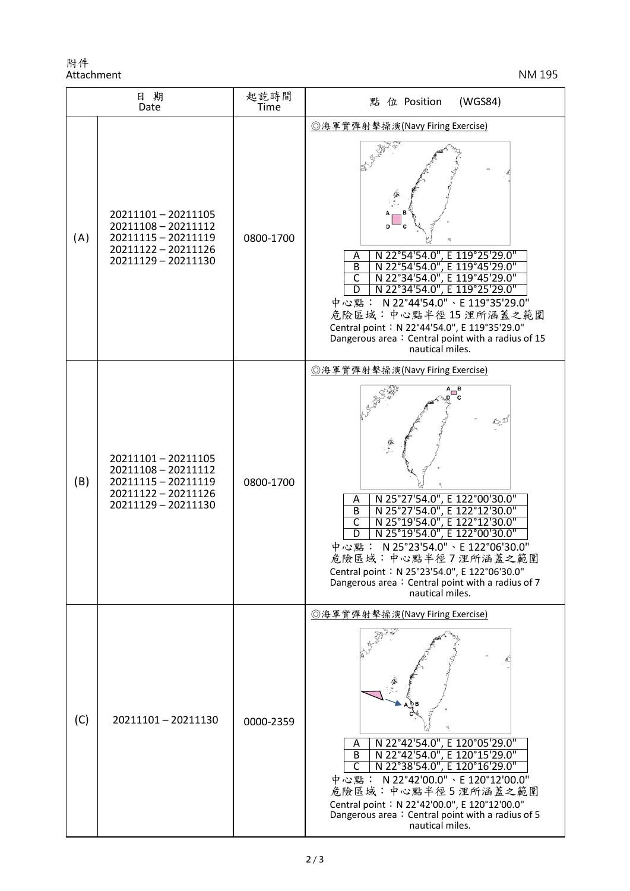附件
Attachment

NM 195

| 日 期<br>Date | | 起訖時間<br>Time | 點 位 Position (WGS84) |
|---|---|---|---|
| (A) | 20211101 – 20211105<br>20211108 – 20211112<br>20211115 – 20211119<br>20211122 – 20211126<br>20211129 – 20211130 | 0800-1700 | ◎海軍實彈射擊操演(Navy Firing Exercise)<br>A N 22°54'54.0", E 119°25'29.0"<br>B N 22°54'54.0", E 119°45'29.0"<br>C N 22°34'54.0", E 119°45'29.0"<br>D N 22°34'54.0", E 119°25'29.0"<br>中心點： N 22°44'54.0"、E 119°35'29.0"<br>危險區域：中心點半徑 15 浬所涵蓋之範圍<br>Central point：N 22°44'54.0", E 119°35'29.0"<br>Dangerous area：Central point with a radius of 15 nautical miles. |
| (B) | 20211101 – 20211105<br>20211108 – 20211112<br>20211115 – 20211119<br>20211122 – 20211126<br>20211129 – 20211130 | 0800-1700 | ◎海軍實彈射擊操演(Navy Firing Exercise)<br>A N 25°27'54.0", E 122°00'30.0"<br>B N 25°27'54.0", E 122°12'30.0"<br>C N 25°19'54.0", E 122°12'30.0"<br>D N 25°19'54.0", E 122°00'30.0"<br>中心點： N 25°23'54.0"、E 122°06'30.0"<br>危險區域：中心點半徑 7 浬所涵蓋之範圍<br>Central point：N 25°23'54.0", E 122°06'30.0"<br>Dangerous area：Central point with a radius of 7 nautical miles. |
| (C) | 20211101 – 20211130 | 0000-2359 | ◎海軍實彈射擊操演(Navy Firing Exercise)<br>A N 22°42'54.0", E 120°05'29.0"<br>B N 22°42'54.0", E 120°15'29.0"<br>C N 22°38'54.0", E 120°16'29.0"<br>中心點： N 22°42'00.0"、E 120°12'00.0"<br>危險區域：中心點半徑 5 浬所涵蓋之範圍<br>Central point：N 22°42'00.0", E 120°12'00.0"<br>Dangerous area：Central point with a radius of 5 nautical miles. |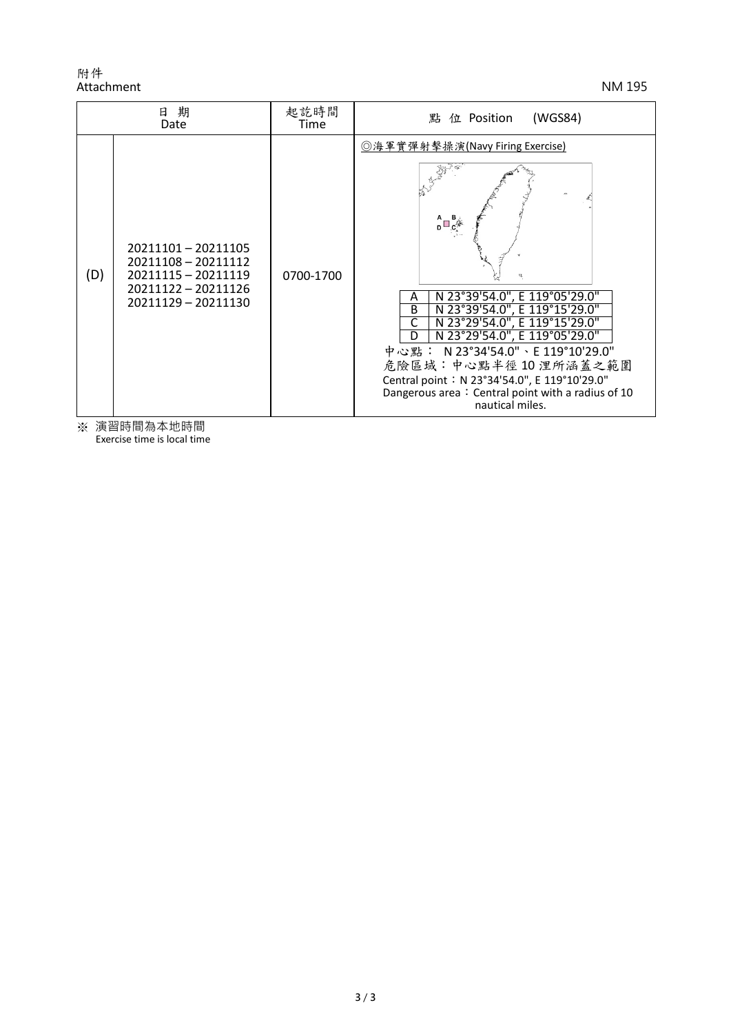附件
Attachment

NM 195

| 日 期 Date | | 起訖時間 Time | 點 位 Position (WGS84) |
|---|---|---|---|
| (D) | 20211101 – 20211105<br>20211108 – 20211112<br>20211115 – 20211119<br>20211122 – 20211126<br>20211129 – 20211130 | 0700-1700 | ◎海軍實彈射擊操演(Navy Firing Exercise)<br>A B<br>D C<br>A N 23°39'54.0", E 119°05'29.0"<br>B N 23°39'54.0", E 119°15'29.0"<br>C N 23°29'54.0", E 119°15'29.0"<br>D N 23°29'54.0", E 119°05'29.0"<br>中心點： N 23°34'54.0"、E 119°10'29.0"<br>危險區域：中心點半徑 10 浬所涵蓋之範圍<br>Central point：N 23°34'54.0", E 119°10'29.0"<br>Dangerous area：Central point with a radius of 10 nautical miles. |

※ 演習時間為本地時間
Exercise time is local time